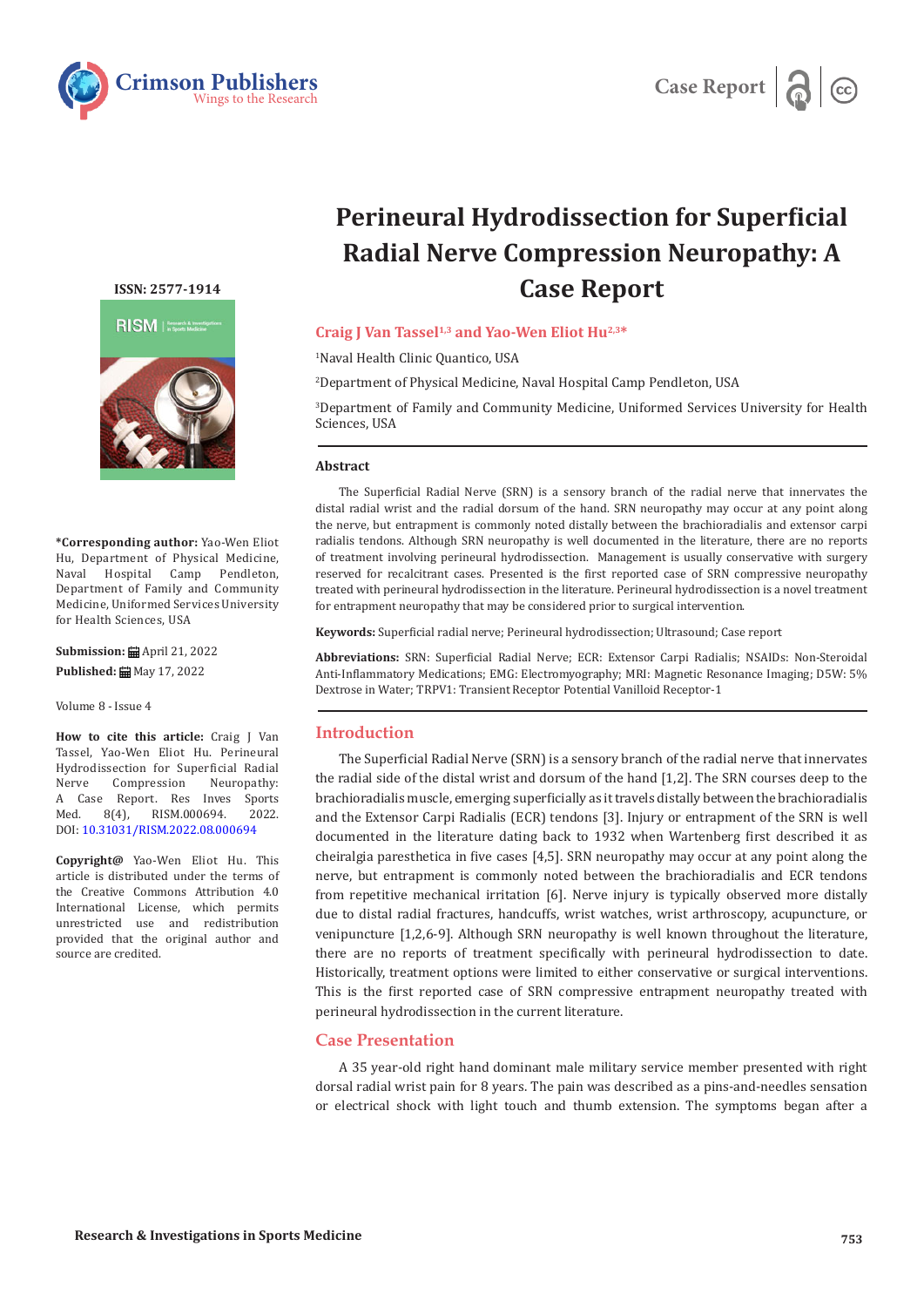# Perineural Hydrodissection for Superficial Radial Nerve Compression Neuropathy: A Case Report

**Craig J Van Tassel[1,3] and Yao-Wen Eliot Hu[2,3]***

[1]Naval Health Clinic Quantico, USA

[2]Department of Physical Medicine, Naval Hospital Camp Pendleton, USA

[3]Department of Family and Community Medicine, Uniformed Services University for Health Sciences, USA

ISSN: 2577-1914

**\*Corresponding author:** Yao-Wen Eliot Hu, Department of Physical Medicine, Naval Hospital Camp Pendleton, Department of Family and Community Medicine, Uniformed Services University for Health Sciences, USA

**Submission:** April 21, 2022

**Published:** May 17, 2022

Volume 8 - Issue 4

**How to cite this article:** Craig J Van Tassel, Yao-Wen Eliot Hu. Perineural Hydrodissection for Superficial Radial Nerve Compression Neuropathy: A Case Report. Res Inves Sports Med. 8(4), RISM.000694. 2022. DOI: 10.31031/RISM.2022.08.000694

**Copyright@** Yao-Wen Eliot Hu. This article is distributed under the terms of the Creative Commons Attribution 4.0 International License, which permits unrestricted use and redistribution provided that the original author and source are credited.

## Abstract

The Superficial Radial Nerve (SRN) is a sensory branch of the radial nerve that innervates the distal radial wrist and the radial dorsum of the hand. SRN neuropathy may occur at any point along the nerve, but entrapment is commonly noted distally between the brachioradialis and extensor carpi radialis tendons. Although SRN neuropathy is well documented in the literature, there are no reports of treatment involving perineural hydrodissection. Management is usually conservative with surgery reserved for recalcitrant cases. Presented is the first reported case of SRN compressive neuropathy treated with perineural hydrodissection in the literature. Perineural hydrodissection is a novel treatment for entrapment neuropathy that may be considered prior to surgical intervention.

**Keywords:** Superficial radial nerve; Perineural hydrodissection; Ultrasound; Case report

**Abbreviations:** SRN: Superficial Radial Nerve; ECR: Extensor Carpi Radialis; NSAIDs: Non-Steroidal Anti-Inflammatory Medications; EMG: Electromyography; MRI: Magnetic Resonance Imaging; D5W: 5% Dextrose in Water; TRPV1: Transient Receptor Potential Vanilloid Receptor-1

## Introduction

The Superficial Radial Nerve (SRN) is a sensory branch of the radial nerve that innervates the radial side of the distal wrist and dorsum of the hand [1,2]. The SRN courses deep to the brachioradialis muscle, emerging superficially as it travels distally between the brachioradialis and the Extensor Carpi Radialis (ECR) tendons [3]. Injury or entrapment of the SRN is well documented in the literature dating back to 1932 when Wartenberg first described it as cheiralgia paresthetica in five cases [4,5]. SRN neuropathy may occur at any point along the nerve, but entrapment is commonly noted between the brachioradialis and ECR tendons from repetitive mechanical irritation [6]. Nerve injury is typically observed more distally due to distal radial fractures, handcuffs, wrist watches, wrist arthroscopy, acupuncture, or venipuncture [1,2,6-9]. Although SRN neuropathy is well known throughout the literature, there are no reports of treatment specifically with perineural hydrodissection to date. Historically, treatment options were limited to either conservative or surgical interventions. This is the first reported case of SRN compressive entrapment neuropathy treated with perineural hydrodissection in the current literature.

## Case Presentation

A 35 year-old right hand dominant male military service member presented with right dorsal radial wrist pain for 8 years. The pain was described as a pins-and-needles sensation or electrical shock with light touch and thumb extension. The symptoms began after a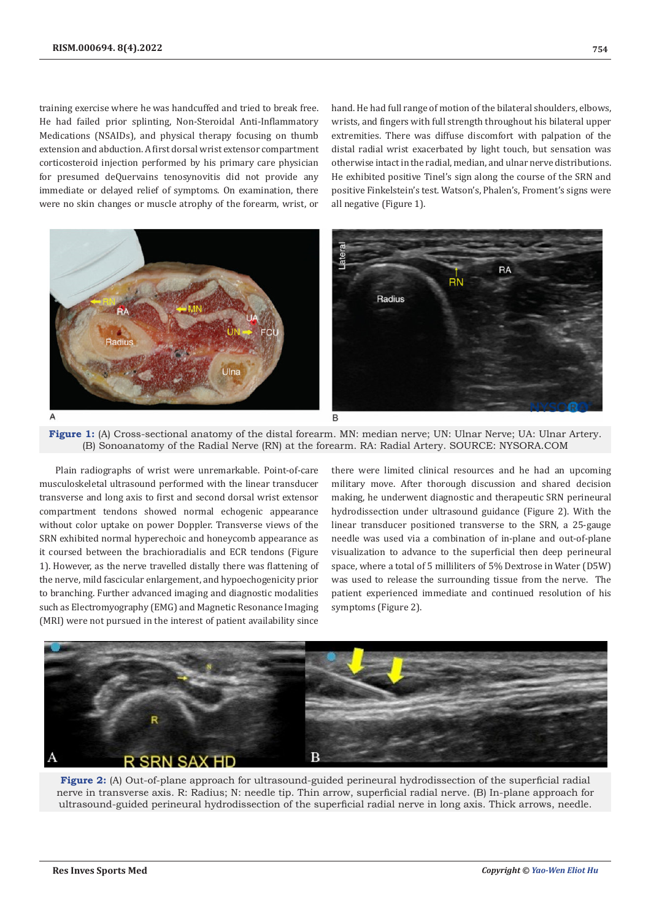training exercise where he was handcuffed and tried to break free. He had failed prior splinting, Non-Steroidal Anti-Inflammatory Medications (NSAIDs), and physical therapy focusing on thumb extension and abduction. A first dorsal wrist extensor compartment corticosteroid injection performed by his primary care physician for presumed deQuervains tenosynovitis did not provide any immediate or delayed relief of symptoms. On examination, there were no skin changes or muscle atrophy of the forearm, wrist, or hand. He had full range of motion of the bilateral shoulders, elbows, wrists, and fingers with full strength throughout his bilateral upper extremities. There was diffuse discomfort with palpation of the distal radial wrist exacerbated by light touch, but sensation was otherwise intact in the radial, median, and ulnar nerve distributions. He exhibited positive Tinel's sign along the course of the SRN and positive Finkelstein's test. Watson's, Phalen's, Froment's signs were all negative (Figure 1).

**Figure 1:** (A) Cross-sectional anatomy of the distal forearm. MN: median nerve; UN: Ulnar Nerve; UA: Ulnar Artery. (B) Sonoanatomy of the Radial Nerve (RN) at the forearm. RA: Radial Artery. SOURCE: NYSORA.COM

Plain radiographs of wrist were unremarkable. Point-of-care musculoskeletal ultrasound performed with the linear transducer transverse and long axis to first and second dorsal wrist extensor compartment tendons showed normal echogenic appearance without color uptake on power Doppler. Transverse views of the SRN exhibited normal hyperechoic and honeycomb appearance as it coursed between the brachioradialis and ECR tendons (Figure 1). However, as the nerve travelled distally there was flattening of the nerve, mild fascicular enlargement, and hypoechogenicity prior to branching. Further advanced imaging and diagnostic modalities such as Electromyography (EMG) and Magnetic Resonance Imaging (MRI) were not pursued in the interest of patient availability since there were limited clinical resources and he had an upcoming military move. After thorough discussion and shared decision making, he underwent diagnostic and therapeutic SRN perineural hydrodissection under ultrasound guidance (Figure 2). With the linear transducer positioned transverse to the SRN, a 25-gauge needle was used via a combination of in-plane and out-of-plane visualization to advance to the superficial then deep perineural space, where a total of 5 milliliters of 5% Dextrose in Water (D5W) was used to release the surrounding tissue from the nerve. The patient experienced immediate and continued resolution of his symptoms (Figure 2).

**Figure 2:** (A) Out-of-plane approach for ultrasound-guided perineural hydrodissection of the superficial radial nerve in transverse axis. R: Radius; N: needle tip. Thin arrow, superficial radial nerve. (B) In-plane approach for ultrasound-guided perineural hydrodissection of the superficial radial nerve in long axis. Thick arrows, needle.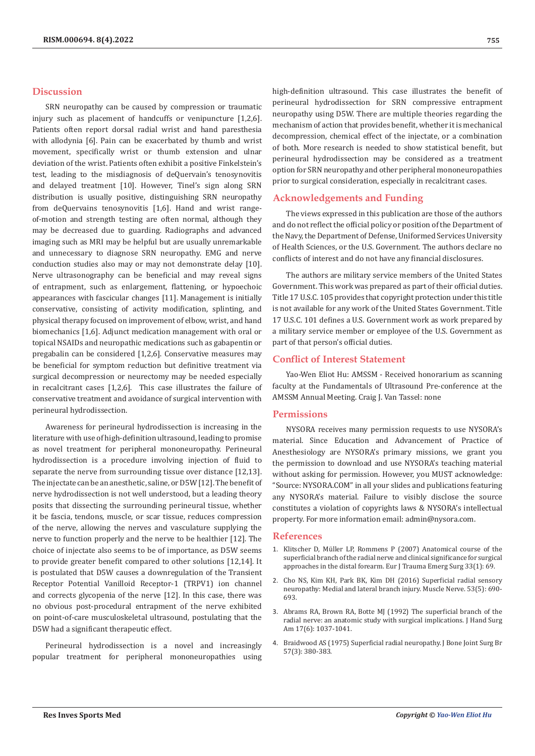## Discussion

SRN neuropathy can be caused by compression or traumatic injury such as placement of handcuffs or venipuncture [1,2,6]. Patients often report dorsal radial wrist and hand paresthesia with allodynia [6]. Pain can be exacerbated by thumb and wrist movement, specifically wrist or thumb extension and ulnar deviation of the wrist. Patients often exhibit a positive Finkelstein's test, leading to the misdiagnosis of deQuervain's tenosynovitis and delayed treatment [10]. However, Tinel's sign along SRN distribution is usually positive, distinguishing SRN neuropathy from deQuervains tenosynovitis [1,6]. Hand and wrist range-of-motion and strength testing are often normal, although they may be decreased due to guarding. Radiographs and advanced imaging such as MRI may be helpful but are usually unremarkable and unnecessary to diagnose SRN neuropathy. EMG and nerve conduction studies also may or may not demonstrate delay [10]. Nerve ultrasonography can be beneficial and may reveal signs of entrapment, such as enlargement, flattening, or hypoechoic appearances with fascicular changes [11]. Management is initially conservative, consisting of activity modification, splinting, and physical therapy focused on improvement of elbow, wrist, and hand biomechanics [1,6]. Adjunct medication management with oral or topical NSAIDs and neuropathic medications such as gabapentin or pregabalin can be considered [1,2,6]. Conservative measures may be beneficial for symptom reduction but definitive treatment via surgical decompression or neurectomy may be needed especially in recalcitrant cases [1,2,6]. This case illustrates the failure of conservative treatment and avoidance of surgical intervention with perineural hydrodissection.

Awareness for perineural hydrodissection is increasing in the literature with use of high-definition ultrasound, leading to promise as novel treatment for peripheral mononeuropathy. Perineural hydrodissection is a procedure involving injection of fluid to separate the nerve from surrounding tissue over distance [12,13]. The injectate can be an anesthetic, saline, or D5W [12]. The benefit of nerve hydrodissection is not well understood, but a leading theory posits that dissecting the surrounding perineural tissue, whether it be fascia, tendons, muscle, or scar tissue, reduces compression of the nerve, allowing the nerves and vasculature supplying the nerve to function properly and the nerve to be healthier [12]. The choice of injectate also seems to be of importance, as D5W seems to provide greater benefit compared to other solutions [12,14]. It is postulated that D5W causes a downregulation of the Transient Receptor Potential Vanilloid Receptor-1 (TRPV1) ion channel and corrects glycopenia of the nerve [12]. In this case, there was no obvious post-procedural entrapment of the nerve exhibited on point-of-care musculoskeletal ultrasound, postulating that the D5W had a significant therapeutic effect.

Perineural hydrodissection is a novel and increasingly popular treatment for peripheral mononeuropathies using high-definition ultrasound. This case illustrates the benefit of perineural hydrodissection for SRN compressive entrapment neuropathy using D5W. There are multiple theories regarding the mechanism of action that provides benefit, whether it is mechanical decompression, chemical effect of the injectate, or a combination of both. More research is needed to show statistical benefit, but perineural hydrodissection may be considered as a treatment option for SRN neuropathy and other peripheral mononeuropathies prior to surgical consideration, especially in recalcitrant cases.

## Acknowledgements and Funding

The views expressed in this publication are those of the authors and do not reflect the official policy or position of the Department of the Navy, the Department of Defense, Uniformed Services University of Health Sciences, or the U.S. Government. The authors declare no conflicts of interest and do not have any financial disclosures.

The authors are military service members of the United States Government. This work was prepared as part of their official duties. Title 17 U.S.C. 105 provides that copyright protection under this title is not available for any work of the United States Government. Title 17 U.S.C. 101 defines a U.S. Government work as work prepared by a military service member or employee of the U.S. Government as part of that person's official duties.

## Conflict of Interest Statement

Yao-Wen Eliot Hu: AMSSM - Received honorarium as scanning faculty at the Fundamentals of Ultrasound Pre-conference at the AMSSM Annual Meeting. Craig J. Van Tassel: none

## Permissions

NYSORA receives many permission requests to use NYSORA's material. Since Education and Advancement of Practice of Anesthesiology are NYSORA's primary missions, we grant you the permission to download and use NYSORA's teaching material without asking for permission. However, you MUST acknowledge: "Source: NYSORA.COM" in all your slides and publications featuring any NYSORA's material. Failure to visibly disclose the source constitutes a violation of copyrights laws & NYSORA's intellectual property. For more information email: admin@nysora.com.

## References

1. Klitscher D, Müller LP, Rommens P (2007) Anatomical course of the superficial branch of the radial nerve and clinical significance for surgical approaches in the distal forearm. Eur J Trauma Emerg Surg 33(1): 69.
2. Cho NS, Kim KH, Park BK, Kim DH (2016) Superficial radial sensory neuropathy: Medial and lateral branch injury. Muscle Nerve. 53(5): 690-693.
3. Abrams RA, Brown RA, Botte MJ (1992) The superficial branch of the radial nerve: an anatomic study with surgical implications. J Hand Surg Am 17(6): 1037-1041.
4. Braidwood AS (1975) Superficial radial neuropathy. J Bone Joint Surg Br 57(3): 380-383.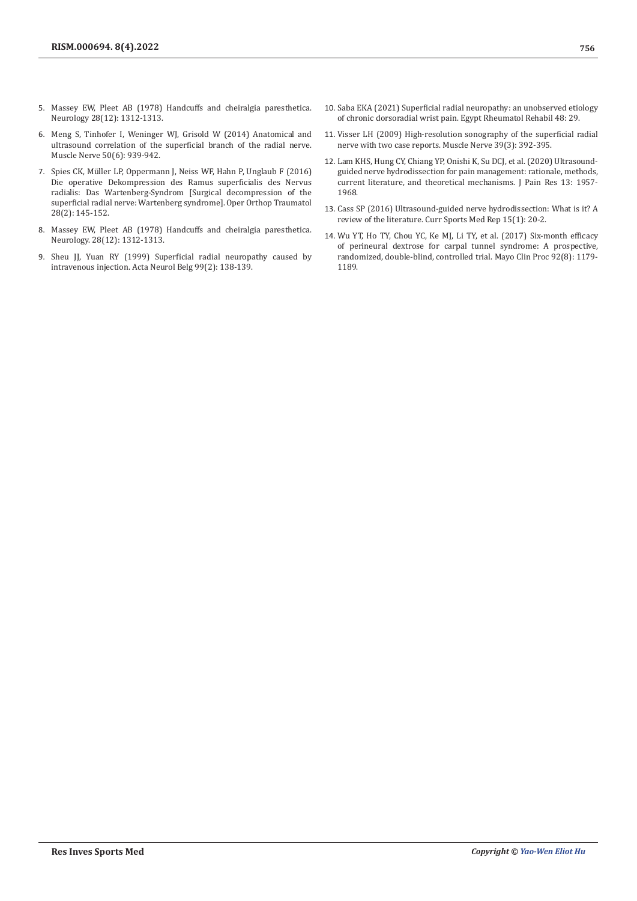5. Massey EW, Pleet AB (1978) Handcuffs and cheiralgia paresthetica. Neurology 28(12): 1312-1313.
6. Meng S, Tinhofer I, Weninger WJ, Grisold W (2014) Anatomical and ultrasound correlation of the superficial branch of the radial nerve. Muscle Nerve 50(6): 939-942.
7. Spies CK, Müller LP, Oppermann J, Neiss WF, Hahn P, Unglaub F (2016) Die operative Dekompression des Ramus superficialis des Nervus radialis: Das Wartenberg-Syndrom [Surgical decompression of the superficial radial nerve: Wartenberg syndrome]. Oper Orthop Traumatol 28(2): 145-152.
8. Massey EW, Pleet AB (1978) Handcuffs and cheiralgia paresthetica. Neurology. 28(12): 1312-1313.
9. Sheu JJ, Yuan RY (1999) Superficial radial neuropathy caused by intravenous injection. Acta Neurol Belg 99(2): 138-139.
10. Saba EKA (2021) Superficial radial neuropathy: an unobserved etiology of chronic dorsoradial wrist pain. Egypt Rheumatol Rehabil 48: 29.
11. Visser LH (2009) High-resolution sonography of the superficial radial nerve with two case reports. Muscle Nerve 39(3): 392-395.
12. Lam KHS, Hung CY, Chiang YP, Onishi K, Su DCJ, et al. (2020) Ultrasound-guided nerve hydrodissection for pain management: rationale, methods, current literature, and theoretical mechanisms. J Pain Res 13: 1957-1968.
13. Cass SP (2016) Ultrasound-guided nerve hydrodissection: What is it? A review of the literature. Curr Sports Med Rep 15(1): 20-2.
14. Wu YT, Ho TY, Chou YC, Ke MJ, Li TY, et al. (2017) Six-month efficacy of perineural dextrose for carpal tunnel syndrome: A prospective, randomized, double-blind, controlled trial. Mayo Clin Proc 92(8): 1179-1189.